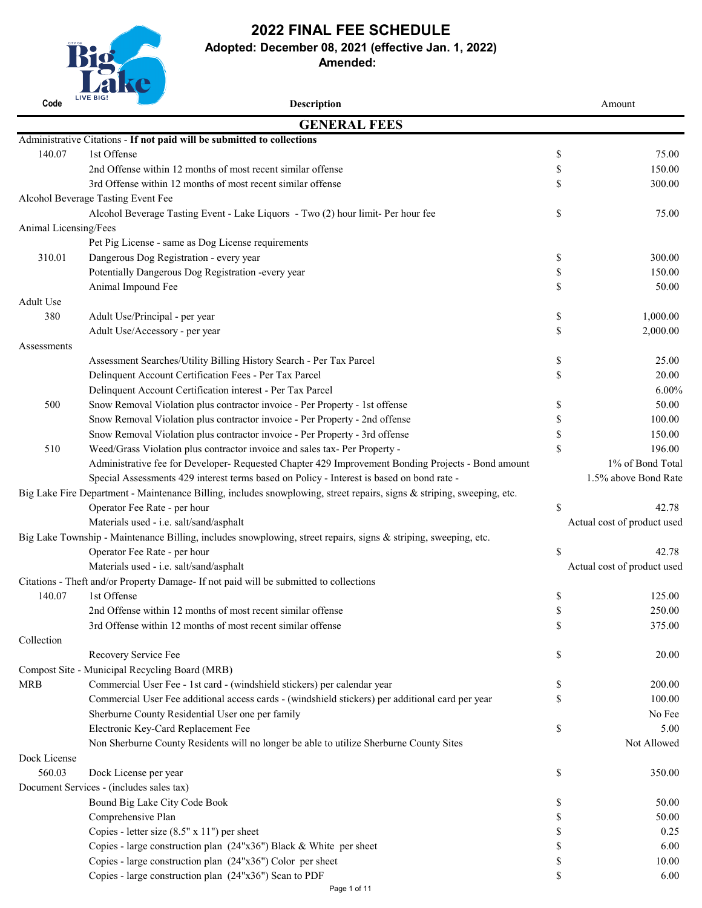# 2022 FINAL FEE SCHEDULE

**Adopted: December 08, 2021 (effective Jan. 1, 2022)**

**Amended:**

| Code | Description | | Amount |
|---|---|---|---|
| | **GENERAL FEES** | | |
| Administrative Citations - **If not paid will be submitted to collections** | | | |
| 140.07 | 1st Offense | $ | 75.00 |
| | 2nd Offense within 12 months of most recent similar offense | $ | 150.00 |
| | 3rd Offense within 12 months of most recent similar offense | $ | 300.00 |
| Alcohol Beverage Tasting Event Fee | | | |
| | Alcohol Beverage Tasting Event - Lake Liquors - Two (2) hour limit- Per hour fee | $ | 75.00 |
| Animal Licensing/Fees | | | |
| | Pet Pig License - same as Dog License requirements | | |
| 310.01 | Dangerous Dog Registration - every year | $ | 300.00 |
| | Potentially Dangerous Dog Registration -every year | $ | 150.00 |
| | Animal Impound Fee | $ | 50.00 |
| Adult Use | | | |
| 380 | Adult Use/Principal - per year | $ | 1,000.00 |
| | Adult Use/Accessory - per year | $ | 2,000.00 |
| Assessments | | | |
| | Assessment Searches/Utility Billing History Search - Per Tax Parcel | $ | 25.00 |
| | Delinquent Account Certification Fees - Per Tax Parcel | $ | 20.00 |
| | Delinquent Account Certification interest - Per Tax Parcel | | 6.00% |
| 500 | Snow Removal Violation plus contractor invoice - Per Property - 1st offense | $ | 50.00 |
| | Snow Removal Violation plus contractor invoice - Per Property - 2nd offense | $ | 100.00 |
| | Snow Removal Violation plus contractor invoice - Per Property - 3rd offense | $ | 150.00 |
| 510 | Weed/Grass Violation plus contractor invoice and sales tax- Per Property - | $ | 196.00 |
| | Administrative fee for Developer- Requested Chapter 429 Improvement Bonding Projects - Bond amount | | 1% of Bond Total |
| | Special Assessments 429 interest terms based on Policy - Interest is based on bond rate - | | 1.5% above Bond Rate |
| Big Lake Fire Department - Maintenance Billing, includes snowplowing, street repairs, signs & striping, sweeping, etc. | | | |
| | Operator Fee Rate - per hour | $ | 42.78 |
| | Materials used - i.e. salt/sand/asphalt | | Actual cost of product used |
| Big Lake Township - Maintenance Billing, includes snowplowing, street repairs, signs & striping, sweeping, etc. | | | |
| | Operator Fee Rate - per hour | $ | 42.78 |
| | Materials used - i.e. salt/sand/asphalt | | Actual cost of product used |
| Citations - Theft and/or Property Damage- If not paid will be submitted to collections | | | |
| 140.07 | 1st Offense | $ | 125.00 |
| | 2nd Offense within 12 months of most recent similar offense | $ | 250.00 |
| | 3rd Offense within 12 months of most recent similar offense | $ | 375.00 |
| Collection | | | |
| | Recovery Service Fee | $ | 20.00 |
| Compost Site - Municipal Recycling Board (MRB) | | | |
| MRB | Commercial User Fee - 1st card - (windshield stickers) per calendar year | $ | 200.00 |
| | Commercial User Fee additional access cards - (windshield stickers) per additional card per year | $ | 100.00 |
| | Sherburne County Residential User one per family | | No Fee |
| | Electronic Key-Card Replacement Fee | $ | 5.00 |
| | Non Sherburne County Residents will no longer be able to utilize Sherburne County Sites | | Not Allowed |
| Dock License | | | |
| 560.03 | Dock License per year | $ | 350.00 |
| Document Services - (includes sales tax) | | | |
| | Bound Big Lake City Code Book | $ | 50.00 |
| | Comprehensive Plan | $ | 50.00 |
| | Copies - letter size (8.5" x 11") per sheet | $ | 0.25 |
| | Copies - large construction plan (24"x36") Black & White per sheet | $ | 6.00 |
| | Copies - large construction plan (24"x36") Color per sheet | $ | 10.00 |
| | Copies - large construction plan (24"x36") Scan to PDF | $ | 6.00 |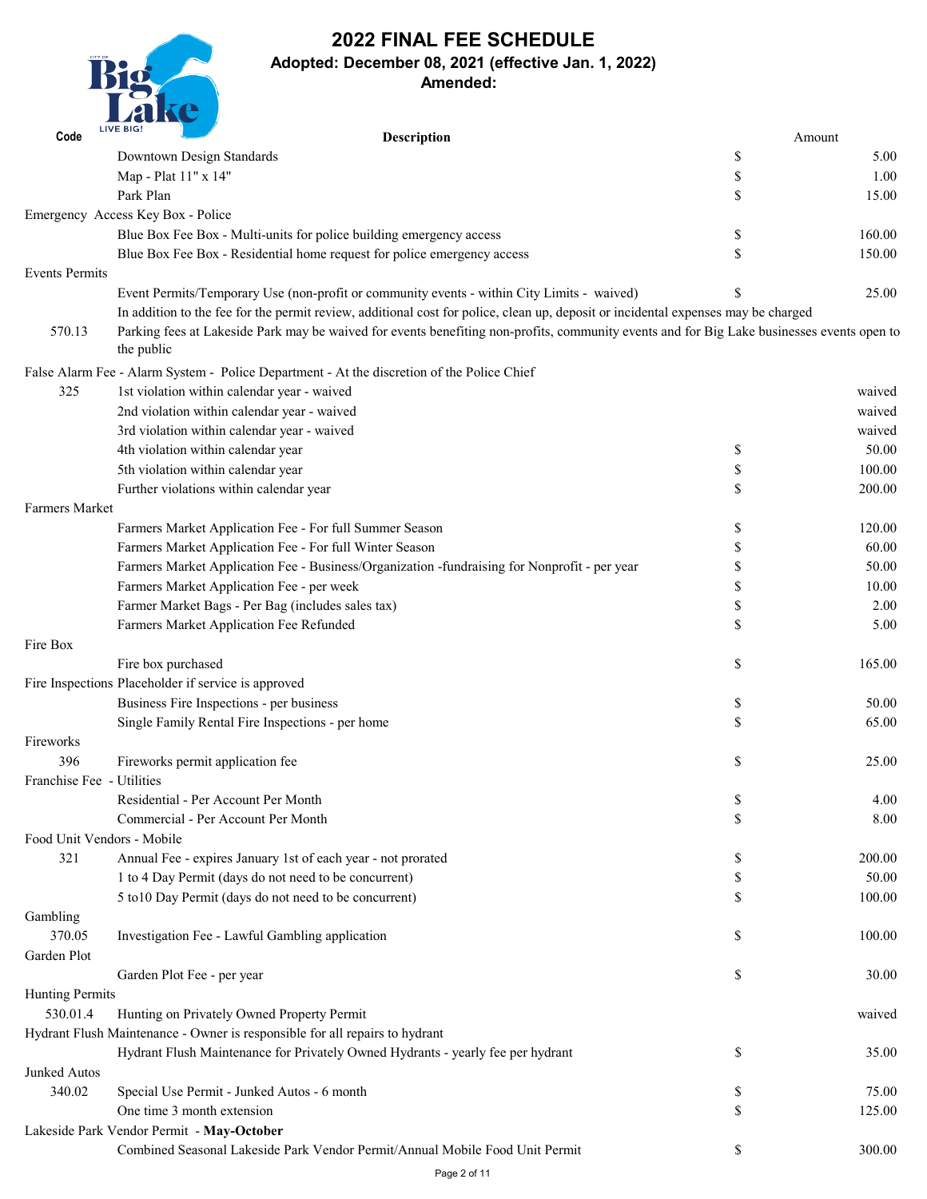# 2022 FINAL FEE SCHEDULE

**Adopted: December 08, 2021 (effective Jan. 1, 2022)**

**Amended:**

| Code | Description | | Amount |
|---|---|---|---|
| | Downtown Design Standards | $ | 5.00 |
| | Map - Plat 11" x 14" | $ | 1.00 |
| | Park Plan | $ | 15.00 |
| Emergency Access Key Box - Police | | | |
| | Blue Box Fee Box - Multi-units for police building emergency access | $ | 160.00 |
| | Blue Box Fee Box - Residential home request for police emergency access | $ | 150.00 |
| Events Permits | | | |
| | Event Permits/Temporary Use (non-profit or community events - within City Limits - waived) | $ | 25.00 |
| | In addition to the fee for the permit review, additional cost for police, clean up, deposit or incidental expenses may be charged | | |
| 570.13 | Parking fees at Lakeside Park may be waived for events benefiting non-profits, community events and for Big Lake businesses events open to the public | | |
| False Alarm Fee - Alarm System - Police Department - At the discretion of the Police Chief | | | |
| 325 | 1st violation within calendar year - waived | | waived |
| | 2nd violation within calendar year - waived | | waived |
| | 3rd violation within calendar year - waived | | waived |
| | 4th violation within calendar year | $ | 50.00 |
| | 5th violation within calendar year | $ | 100.00 |
| | Further violations within calendar year | $ | 200.00 |
| Farmers Market | | | |
| | Farmers Market Application Fee - For full Summer Season | $ | 120.00 |
| | Farmers Market Application Fee - For full Winter Season | $ | 60.00 |
| | Farmers Market Application Fee - Business/Organization -fundraising for Nonprofit - per year | $ | 50.00 |
| | Farmers Market Application Fee - per week | $ | 10.00 |
| | Farmer Market Bags - Per Bag (includes sales tax) | $ | 2.00 |
| | Farmers Market Application Fee Refunded | $ | 5.00 |
| Fire Box | | | |
| | Fire box purchased | $ | 165.00 |
| Fire Inspections Placeholder if service is approved | | | |
| | Business Fire Inspections - per business | $ | 50.00 |
| | Single Family Rental Fire Inspections - per home | $ | 65.00 |
| Fireworks | | | |
| 396 | Fireworks permit application fee | $ | 25.00 |
| Franchise Fee - Utilities | | | |
| | Residential - Per Account Per Month | $ | 4.00 |
| | Commercial - Per Account Per Month | $ | 8.00 |
| Food Unit Vendors - Mobile | | | |
| 321 | Annual Fee - expires January 1st of each year - not prorated | $ | 200.00 |
| | 1 to 4 Day Permit (days do not need to be concurrent) | $ | 50.00 |
| | 5 to10 Day Permit (days do not need to be concurrent) | $ | 100.00 |
| Gambling | | | |
| 370.05 | Investigation Fee - Lawful Gambling application | $ | 100.00 |
| Garden Plot | | | |
| | Garden Plot Fee - per year | $ | 30.00 |
| Hunting Permits | | | |
| 530.01.4 | Hunting on Privately Owned Property Permit | | waived |
| Hydrant Flush Maintenance - Owner is responsible for all repairs to hydrant | | | |
| | Hydrant Flush Maintenance for Privately Owned Hydrants - yearly fee per hydrant | $ | 35.00 |
| Junked Autos | | | |
| 340.02 | Special Use Permit - Junked Autos - 6 month | $ | 75.00 |
| | One time 3 month extension | $ | 125.00 |
| Lakeside Park Vendor Permit - **May-October** | | | |
| | Combined Seasonal Lakeside Park Vendor Permit/Annual Mobile Food Unit Permit | $ | 300.00 |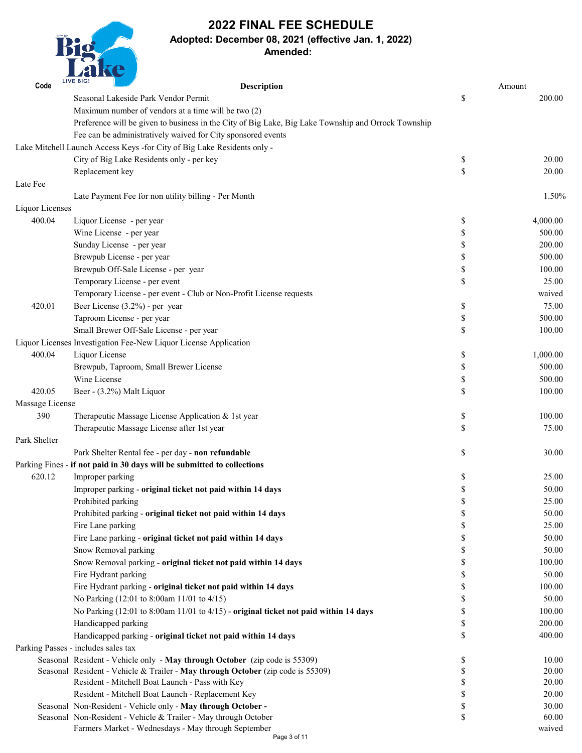# 2022 FINAL FEE SCHEDULE

**Adopted: December 08, 2021 (effective Jan. 1, 2022)**

**Amended:**

| Code | Description | | Amount |
|---|---|---|---|
| | Seasonal Lakeside Park Vendor Permit | $ | 200.00 |
| | Maximum number of vendors at a time will be two (2) | | |
| | Preference will be given to business in the City of Big Lake, Big Lake Township and Orrock Township | | |
| | Fee can be administratively waived for City sponsored events | | |
| Lake Mitchell Launch Access Keys -for City of Big Lake Residents only - | | | |
| | City of Big Lake Residents only - per key | $ | 20.00 |
| | Replacement key | $ | 20.00 |
| Late Fee | | | |
| | Late Payment Fee for non utility billing - Per Month | | 1.50% |
| Liquor Licenses | | | |
| 400.04 | Liquor License - per year | $ | 4,000.00 |
| | Wine License - per year | $ | 500.00 |
| | Sunday License - per year | $ | 200.00 |
| | Brewpub License - per year | $ | 500.00 |
| | Brewpub Off-Sale License - per year | $ | 100.00 |
| | Temporary License - per event | $ | 25.00 |
| | Temporary License - per event - Club or Non-Profit License requests | | waived |
| 420.01 | Beer License (3.2%) - per year | $ | 75.00 |
| | Taproom License - per year | $ | 500.00 |
| | Small Brewer Off-Sale License - per year | $ | 100.00 |
| Liquor Licenses Investigation Fee-New Liquor License Application | | | |
| 400.04 | Liquor License | $ | 1,000.00 |
| | Brewpub, Taproom, Small Brewer License | $ | 500.00 |
| | Wine License | $ | 500.00 |
| 420.05 | Beer - (3.2%) Malt Liquor | $ | 100.00 |
| Massage License | | | |
| 390 | Therapeutic Massage License Application & 1st year | $ | 100.00 |
| | Therapeutic Massage License after 1st year | $ | 75.00 |
| Park Shelter | | | |
| | Park Shelter Rental fee - per day - **non refundable** | $ | 30.00 |
| Parking Fines - **if not paid in 30 days will be submitted to collections** | | | |
| 620.12 | Improper parking | $ | 25.00 |
| | Improper parking - **original ticket not paid within 14 days** | $ | 50.00 |
| | Prohibited parking | $ | 25.00 |
| | Prohibited parking - **original ticket not paid within 14 days** | $ | 50.00 |
| | Fire Lane parking | $ | 25.00 |
| | Fire Lane parking - **original ticket not paid within 14 days** | $ | 50.00 |
| | Snow Removal parking | $ | 50.00 |
| | Snow Removal parking - **original ticket not paid within 14 days** | $ | 100.00 |
| | Fire Hydrant parking | $ | 50.00 |
| | Fire Hydrant parking - **original ticket not paid within 14 days** | $ | 100.00 |
| | No Parking (12:01 to 8:00am 11/01 to 4/15) | $ | 50.00 |
| | No Parking (12:01 to 8:00am 11/01 to 4/15) - **original ticket not paid within 14 days** | $ | 100.00 |
| | Handicapped parking | $ | 200.00 |
| | Handicapped parking - **original ticket not paid within 14 days** | $ | 400.00 |
| Parking Passes - includes sales tax | | | |
| Seasonal | Resident - Vehicle only - **May through October** (zip code is 55309) | $ | 10.00 |
| Seasonal | Resident - Vehicle & Trailer - **May through October** (zip code is 55309) | $ | 20.00 |
| | Resident - Mitchell Boat Launch - Pass with Key | $ | 20.00 |
| | Resident - Mitchell Boat Launch - Replacement Key | $ | 20.00 |
| Seasonal | Non-Resident - Vehicle only - **May through October -** | $ | 30.00 |
| Seasonal | Non-Resident - Vehicle & Trailer - May through October | $ | 60.00 |
| | Farmers Market - Wednesdays - May through September | | waived |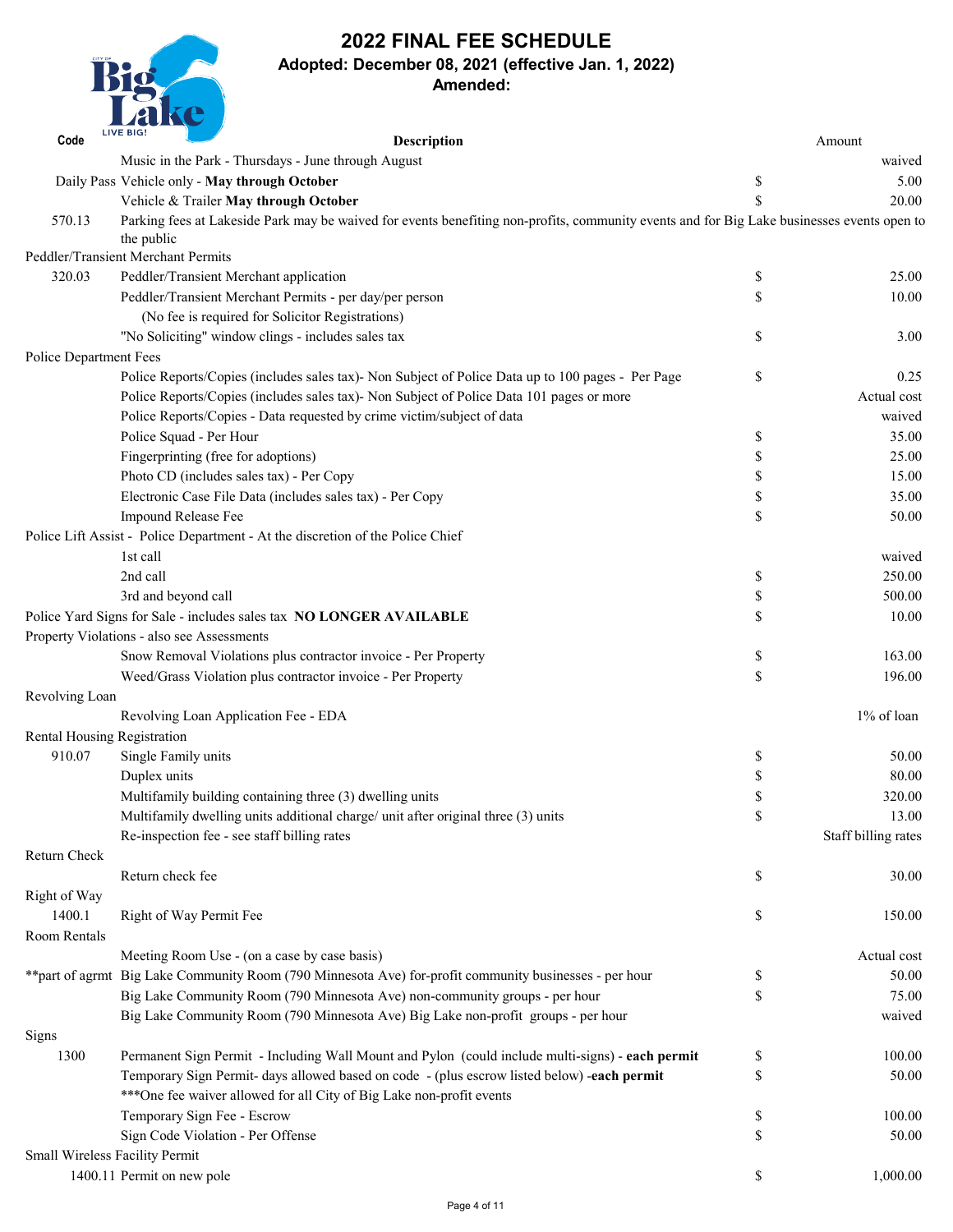# 2022 FINAL FEE SCHEDULE

**Adopted: December 08, 2021 (effective Jan. 1, 2022)**

**Amended:**

| Code | Description | | Amount |
|---|---|---|---|
| | Music in the Park - Thursdays - June through August | | waived |
| Daily Pass | Vehicle only - **May through October** | $ | 5.00 |
| | Vehicle & Trailer **May through October** | $ | 20.00 |
| 570.13 | Parking fees at Lakeside Park may be waived for events benefiting non-profits, community events and for Big Lake businesses events open to the public | | |
| Peddler/Transient Merchant Permits | | | |
| 320.03 | Peddler/Transient Merchant application | $ | 25.00 |
| | Peddler/Transient Merchant Permits - per day/per person | $ | 10.00 |
| | (No fee is required for Solicitor Registrations) | | |
| | "No Soliciting" window clings - includes sales tax | $ | 3.00 |
| Police Department Fees | | | |
| | Police Reports/Copies (includes sales tax)- Non Subject of Police Data up to 100 pages - Per Page | $ | 0.25 |
| | Police Reports/Copies (includes sales tax)- Non Subject of Police Data 101 pages or more | | Actual cost |
| | Police Reports/Copies - Data requested by crime victim/subject of data | | waived |
| | Police Squad - Per Hour | $ | 35.00 |
| | Fingerprinting (free for adoptions) | $ | 25.00 |
| | Photo CD (includes sales tax) - Per Copy | $ | 15.00 |
| | Electronic Case File Data (includes sales tax) - Per Copy | $ | 35.00 |
| | Impound Release Fee | $ | 50.00 |
| Police Lift Assist - Police Department - At the discretion of the Police Chief | | | |
| | 1st call | | waived |
| | 2nd call | $ | 250.00 |
| | 3rd and beyond call | $ | 500.00 |
| Police Yard Signs for Sale - includes sales tax **NO LONGER AVAILABLE** | | $ | 10.00 |
| Property Violations - also see Assessments | | | |
| | Snow Removal Violations plus contractor invoice - Per Property | $ | 163.00 |
| | Weed/Grass Violation plus contractor invoice - Per Property | $ | 196.00 |
| Revolving Loan | | | |
| | Revolving Loan Application Fee - EDA | | 1% of loan |
| Rental Housing Registration | | | |
| 910.07 | Single Family units | $ | 50.00 |
| | Duplex units | $ | 80.00 |
| | Multifamily building containing three (3) dwelling units | $ | 320.00 |
| | Multifamily dwelling units additional charge/ unit after original three (3) units | $ | 13.00 |
| | Re-inspection fee - see staff billing rates | | Staff billing rates |
| Return Check | | | |
| | Return check fee | $ | 30.00 |
| Right of Way | | | |
| 1400.1 | Right of Way Permit Fee | $ | 150.00 |
| Room Rentals | | | |
| | Meeting Room Use - (on a case by case basis) | | Actual cost |
| **part of agrmt | Big Lake Community Room (790 Minnesota Ave) for-profit community businesses - per hour | $ | 50.00 |
| | Big Lake Community Room (790 Minnesota Ave) non-community groups - per hour | $ | 75.00 |
| | Big Lake Community Room (790 Minnesota Ave) Big Lake non-profit groups - per hour | | waived |
| Signs | | | |
| 1300 | Permanent Sign Permit - Including Wall Mount and Pylon (could include multi-signs) - **each permit** | $ | 100.00 |
| | Temporary Sign Permit- days allowed based on code - (plus escrow listed below) -**each permit** | $ | 50.00 |
| | ***One fee waiver allowed for all City of Big Lake non-profit events | | |
| | Temporary Sign Fee - Escrow | $ | 100.00 |
| | Sign Code Violation - Per Offense | $ | 50.00 |
| Small Wireless Facility Permit | | | |
| 1400.11 | Permit on new pole | $ | 1,000.00 |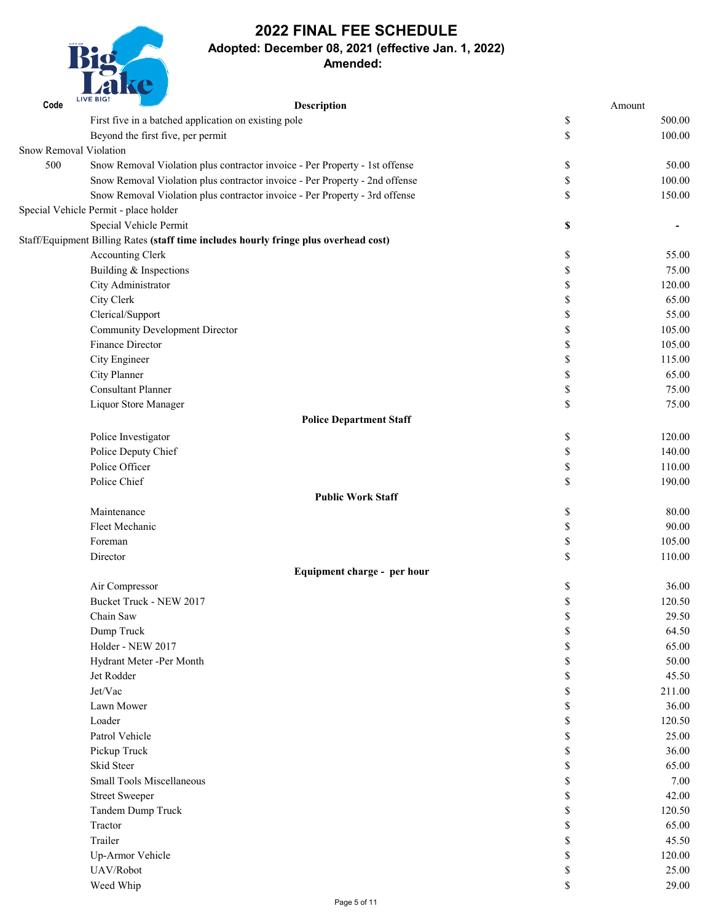# 2022 FINAL FEE SCHEDULE

**Adopted: December 08, 2021 (effective Jan. 1, 2022)**

**Amended:**

| Code | Description | | Amount |
|---|---|---|---|
| | First five in a batched application on existing pole | $ | 500.00 |
| | Beyond the first five, per permit | $ | 100.00 |
| Snow Removal Violation | | | |
| 500 | Snow Removal Violation plus contractor invoice - Per Property - 1st offense | $ | 50.00 |
| | Snow Removal Violation plus contractor invoice - Per Property - 2nd offense | $ | 100.00 |
| | Snow Removal Violation plus contractor invoice - Per Property - 3rd offense | $ | 150.00 |
| Special Vehicle Permit - place holder | | | |
| | Special Vehicle Permit | **$** | **-** |
| Staff/Equipment Billing Rates **(staff time includes hourly fringe plus overhead cost)** | | | |
| | Accounting Clerk | $ | 55.00 |
| | Building & Inspections | $ | 75.00 |
| | City Administrator | $ | 120.00 |
| | City Clerk | $ | 65.00 |
| | Clerical/Support | $ | 55.00 |
| | Community Development Director | $ | 105.00 |
| | Finance Director | $ | 105.00 |
| | City Engineer | $ | 115.00 |
| | City Planner | $ | 65.00 |
| | Consultant Planner | $ | 75.00 |
| | Liquor Store Manager | $ | 75.00 |
| | **Police Department Staff** | | |
| | Police Investigator | $ | 120.00 |
| | Police Deputy Chief | $ | 140.00 |
| | Police Officer | $ | 110.00 |
| | Police Chief | $ | 190.00 |
| | **Public Work Staff** | | |
| | Maintenance | $ | 80.00 |
| | Fleet Mechanic | $ | 90.00 |
| | Foreman | $ | 105.00 |
| | Director | $ | 110.00 |
| | **Equipment charge - per hour** | | |
| | Air Compressor | $ | 36.00 |
| | Bucket Truck - NEW 2017 | $ | 120.50 |
| | Chain Saw | $ | 29.50 |
| | Dump Truck | $ | 64.50 |
| | Holder - NEW 2017 | $ | 65.00 |
| | Hydrant Meter -Per Month | $ | 50.00 |
| | Jet Rodder | $ | 45.50 |
| | Jet/Vac | $ | 211.00 |
| | Lawn Mower | $ | 36.00 |
| | Loader | $ | 120.50 |
| | Patrol Vehicle | $ | 25.00 |
| | Pickup Truck | $ | 36.00 |
| | Skid Steer | $ | 65.00 |
| | Small Tools Miscellaneous | $ | 7.00 |
| | Street Sweeper | $ | 42.00 |
| | Tandem Dump Truck | $ | 120.50 |
| | Tractor | $ | 65.00 |
| | Trailer | $ | 45.50 |
| | Up-Armor Vehicle | $ | 120.00 |
| | UAV/Robot | $ | 25.00 |
| | Weed Whip | $ | 29.00 |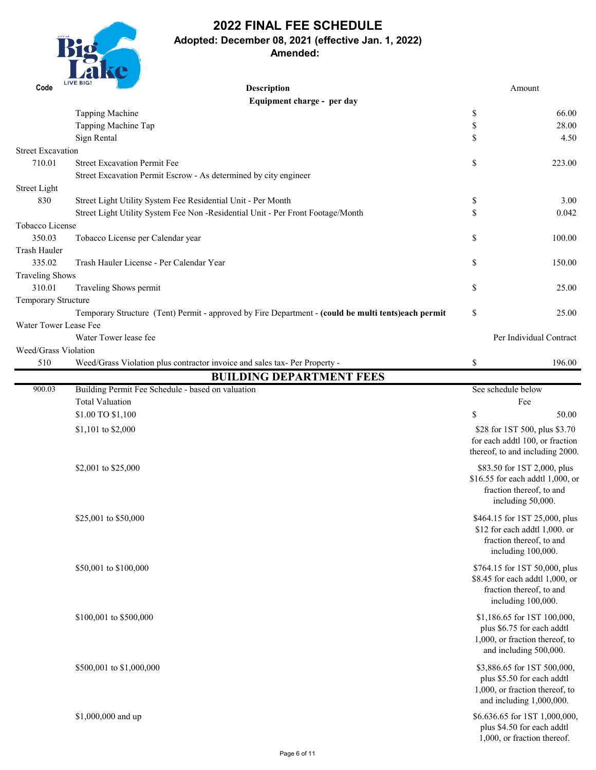# 2022 FINAL FEE SCHEDULE

**Adopted: December 08, 2021 (effective Jan. 1, 2022)**

**Amended:**

| Code | Description | Amount |
|---|---|---|
| | **Equipment charge - per day** | |
| | Tapping Machine | $ 66.00 |
| | Tapping Machine Tap | $ 28.00 |
| | Sign Rental | $ 4.50 |
| Street Excavation | | |
| 710.01 | Street Excavation Permit Fee | $ 223.00 |
| | Street Excavation Permit Escrow - As determined by city engineer | |
| Street Light | | |
| 830 | Street Light Utility System Fee Residential Unit - Per Month | $ 3.00 |
| | Street Light Utility System Fee Non -Residential Unit - Per Front Footage/Month | $ 0.042 |
| Tobacco License | | |
| 350.03 | Tobacco License per Calendar year | $ 100.00 |
| Trash Hauler | | |
| 335.02 | Trash Hauler License - Per Calendar Year | $ 150.00 |
| Traveling Shows | | |
| 310.01 | Traveling Shows permit | $ 25.00 |
| Temporary Structure | | |
| | Temporary Structure (Tent) Permit - approved by Fire Department - **(could be multi tents)each permit** | $ 25.00 |
| Water Tower Lease Fee | | |
| | Water Tower lease fee | Per Individual Contract |
| Weed/Grass Violation | | |
| 510 | Weed/Grass Violation plus contractor invoice and sales tax- Per Property - | $ 196.00 |

## BUILDING DEPARTMENT FEES

| Code | Description | Amount |
|---|---|---|
| 900.03 | Building Permit Fee Schedule - based on valuation | See schedule below |
| | Total Valuation | Fee |
| | $1.00 TO $1,100 | $ 50.00 |
| | $1,101 to $2,000 | $28 for 1ST 500, plus $3.70 for each addtl 100, or fraction thereof, to and including 2000. |
| | $2,001 to $25,000 | $83.50 for 1ST 2,000, plus $16.55 for each addtl 1,000, or fraction thereof, to and including 50,000. |
| | $25,001 to $50,000 | $464.15 for 1ST 25,000, plus $12 for each addtl 1,000. or fraction thereof, to and including 100,000. |
| | $50,001 to $100,000 | $764.15 for 1ST 50,000, plus $8.45 for each addtl 1,000, or fraction thereof, to and including 100,000. |
| | $100,001 to $500,000 | $1,186.65 for 1ST 100,000, plus $6.75 for each addtl 1,000, or fraction thereof, to and including 500,000. |
| | $500,001 to $1,000,000 | $3,886.65 for 1ST 500,000, plus $5.50 for each addtl 1,000, or fraction thereof, to and including 1,000,000. |
| | $1,000,000 and up | $6.636.65 for 1ST 1,000,000, plus $4.50 for each addtl 1,000, or fraction thereof. |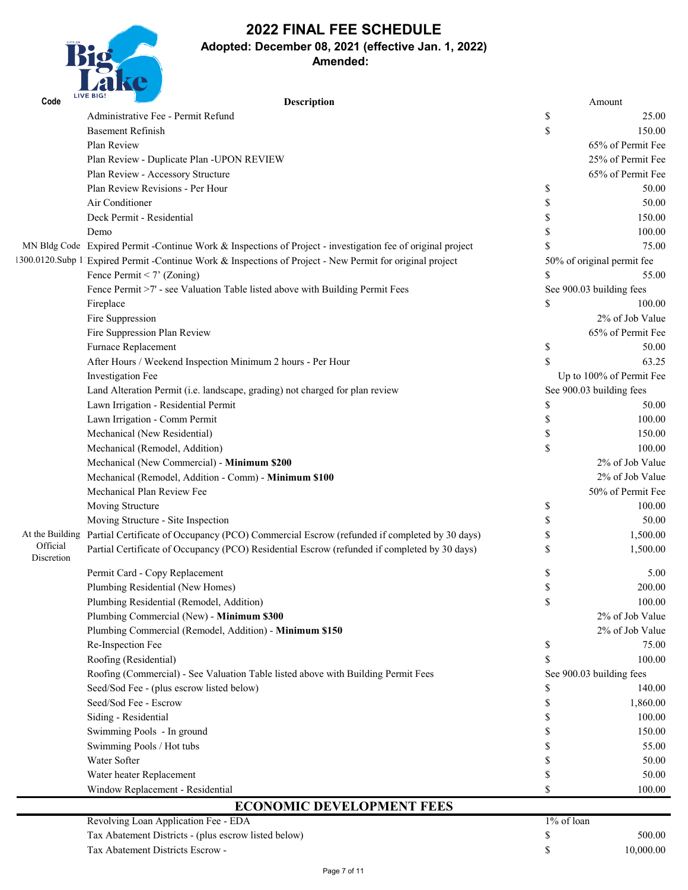# 2022 FINAL FEE SCHEDULE

**Adopted: December 08, 2021 (effective Jan. 1, 2022)**

**Amended:**

| Code | Description | Amount |
|---|---|---|
| | Administrative Fee - Permit Refund | $ 25.00 |
| | Basement Refinish | $ 150.00 |
| | Plan Review | 65% of Permit Fee |
| | Plan Review - Duplicate Plan -UPON REVIEW | 25% of Permit Fee |
| | Plan Review - Accessory Structure | 65% of Permit Fee |
| | Plan Review Revisions - Per Hour | $ 50.00 |
| | Air Conditioner | $ 50.00 |
| | Deck Permit - Residential | $ 150.00 |
| | Demo | $ 100.00 |
| MN Bldg Code | Expired Permit -Continue Work & Inspections of Project - investigation fee of original project | $ 75.00 |
| 1300.0120.Subp 1 | Expired Permit -Continue Work & Inspections of Project - New Permit for original project | 50% of original permit fee |
| | Fence Permit < 7' (Zoning) | $ 55.00 |
| | Fence Permit >7' - see Valuation Table listed above with Building Permit Fees | See 900.03 building fees |
| | Fireplace | $ 100.00 |
| | Fire Suppression | 2% of Job Value |
| | Fire Suppression Plan Review | 65% of Permit Fee |
| | Furnace Replacement | $ 50.00 |
| | After Hours / Weekend Inspection Minimum 2 hours - Per Hour | $ 63.25 |
| | Investigation Fee | Up to 100% of Permit Fee |
| | Land Alteration Permit (i.e. landscape, grading) not charged for plan review | See 900.03 building fees |
| | Lawn Irrigation - Residential Permit | $ 50.00 |
| | Lawn Irrigation - Comm Permit | $ 100.00 |
| | Mechanical (New Residential) | $ 150.00 |
| | Mechanical (Remodel, Addition) | $ 100.00 |
| | Mechanical (New Commercial) - **Minimum $200** | 2% of Job Value |
| | Mechanical (Remodel, Addition - Comm) - **Minimum $100** | 2% of Job Value |
| | Mechanical Plan Review Fee | 50% of Permit Fee |
| | Moving Structure | $ 100.00 |
| | Moving Structure - Site Inspection | $ 50.00 |
| At the Building Official Discretion | Partial Certificate of Occupancy (PCO) Commercial Escrow (refunded if completed by 30 days) | $ 1,500.00 |
| | Partial Certificate of Occupancy (PCO) Residential Escrow (refunded if completed by 30 days) | $ 1,500.00 |
| | Permit Card - Copy Replacement | $ 5.00 |
| | Plumbing Residential (New Homes) | $ 200.00 |
| | Plumbing Residential (Remodel, Addition) | $ 100.00 |
| | Plumbing Commercial (New) - **Minimum $300** | 2% of Job Value |
| | Plumbing Commercial (Remodel, Addition) - **Minimum $150** | 2% of Job Value |
| | Re-Inspection Fee | $ 75.00 |
| | Roofing (Residential) | $ 100.00 |
| | Roofing (Commercial) - See Valuation Table listed above with Building Permit Fees | See 900.03 building fees |
| | Seed/Sod Fee - (plus escrow listed below) | $ 140.00 |
| | Seed/Sod Fee - Escrow | $ 1,860.00 |
| | Siding - Residential | $ 100.00 |
| | Swimming Pools - In ground | $ 150.00 |
| | Swimming Pools / Hot tubs | $ 55.00 |
| | Water Softer | $ 50.00 |
| | Water heater Replacement | $ 50.00 |
| | Window Replacement - Residential | $ 100.00 |

## ECONOMIC DEVELOPMENT FEES

| Code | Description | Amount |
|---|---|---|
| | Revolving Loan Application Fee - EDA | 1% of loan |
| | Tax Abatement Districts - (plus escrow listed below) | $ 500.00 |
| | Tax Abatement Districts Escrow - | $ 10,000.00 |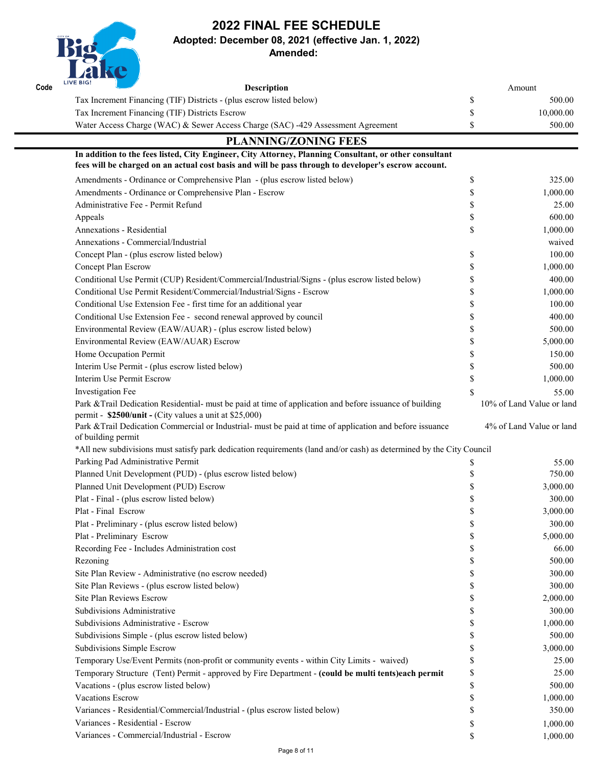# 2022 FINAL FEE SCHEDULE

**Adopted: December 08, 2021 (effective Jan. 1, 2022)**

**Amended:**

| Code | Description | | Amount |
|---|---|---|---|
| | Tax Increment Financing (TIF) Districts - (plus escrow listed below) | $ | 500.00 |
| | Tax Increment Financing (TIF) Districts Escrow | $ | 10,000.00 |
| | Water Access Charge (WAC) & Sewer Access Charge (SAC) -429 Assessment Agreement | $ | 500.00 |

## PLANNING/ZONING FEES

**In addition to the fees listed, City Engineer, City Attorney, Planning Consultant, or other consultant fees will be charged on an actual cost basis and will be pass through to developer's escrow account.**

| Code | Description | | Amount |
|---|---|---|---|
| | Amendments - Ordinance or Comprehensive Plan - (plus escrow listed below) | $ | 325.00 |
| | Amendments - Ordinance or Comprehensive Plan - Escrow | $ | 1,000.00 |
| | Administrative Fee - Permit Refund | $ | 25.00 |
| | Appeals | $ | 600.00 |
| | Annexations - Residential | $ | 1,000.00 |
| | Annexations - Commercial/Industrial | | waived |
| | Concept Plan - (plus escrow listed below) | $ | 100.00 |
| | Concept Plan Escrow | $ | 1,000.00 |
| | Conditional Use Permit (CUP) Resident/Commercial/Industrial/Signs - (plus escrow listed below) | $ | 400.00 |
| | Conditional Use Permit Resident/Commercial/Industrial/Signs - Escrow | $ | 1,000.00 |
| | Conditional Use Extension Fee - first time for an additional year | $ | 100.00 |
| | Conditional Use Extension Fee - second renewal approved by council | $ | 400.00 |
| | Environmental Review (EAW/AUAR) - (plus escrow listed below) | $ | 500.00 |
| | Environmental Review (EAW/AUAR) Escrow | $ | 5,000.00 |
| | Home Occupation Permit | $ | 150.00 |
| | Interim Use Permit - (plus escrow listed below) | $ | 500.00 |
| | Interim Use Permit Escrow | $ | 1,000.00 |
| | Investigation Fee | $ | 55.00 |
| | Park &Trail Dedication Residential- must be paid at time of application and before issuance of building permit - **$2500/unit -** (City values a unit at $25,000) | | 10% of Land Value or land |
| | Park &Trail Dedication Commercial or Industrial- must be paid at time of application and before issuance of building permit | | 4% of Land Value or land |
| | *All new subdivisions must satisfy park dedication requirements (land and/or cash) as determined by the City Council | | |
| | Parking Pad Administrative Permit | $ | 55.00 |
| | Planned Unit Development (PUD) - (plus escrow listed below) | $ | 750.00 |
| | Planned Unit Development (PUD) Escrow | $ | 3,000.00 |
| | Plat - Final - (plus escrow listed below) | $ | 300.00 |
| | Plat - Final Escrow | $ | 3,000.00 |
| | Plat - Preliminary - (plus escrow listed below) | $ | 300.00 |
| | Plat - Preliminary Escrow | $ | 5,000.00 |
| | Recording Fee - Includes Administration cost | $ | 66.00 |
| | Rezoning | $ | 500.00 |
| | Site Plan Review - Administrative (no escrow needed) | $ | 300.00 |
| | Site Plan Reviews - (plus escrow listed below) | $ | 300.00 |
| | Site Plan Reviews Escrow | $ | 2,000.00 |
| | Subdivisions Administrative | $ | 300.00 |
| | Subdivisions Administrative - Escrow | $ | 1,000.00 |
| | Subdivisions Simple - (plus escrow listed below) | $ | 500.00 |
| | Subdivisions Simple Escrow | $ | 3,000.00 |
| | Temporary Use/Event Permits (non-profit or community events - within City Limits - waived) | $ | 25.00 |
| | Temporary Structure (Tent) Permit - approved by Fire Department - **(could be multi tents)each permit** | $ | 25.00 |
| | Vacations - (plus escrow listed below) | $ | 500.00 |
| | Vacations Escrow | $ | 1,000.00 |
| | Variances - Residential/Commercial/Industrial - (plus escrow listed below) | $ | 350.00 |
| | Variances - Residential - Escrow | $ | 1,000.00 |
| | Variances - Commercial/Industrial - Escrow | $ | 1,000.00 |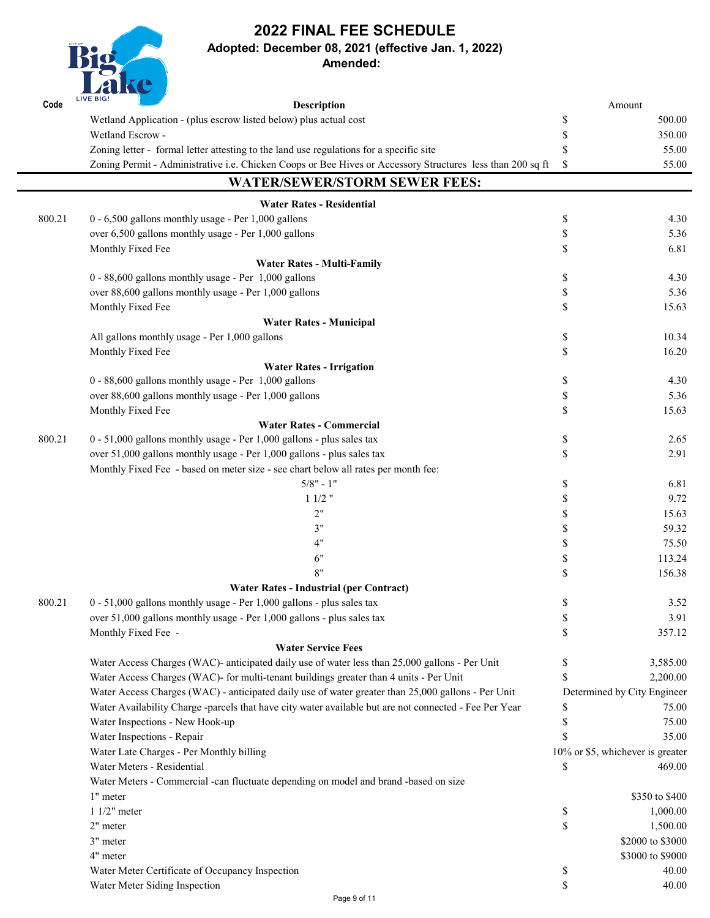# 2022 FINAL FEE SCHEDULE

**Adopted: December 08, 2021 (effective Jan. 1, 2022)**

**Amended:**

| Code | Description | | Amount |
|---|---|---|---|
| | Wetland Application - (plus escrow listed below) plus actual cost | $ | 500.00 |
| | Wetland Escrow - | $ | 350.00 |
| | Zoning letter - formal letter attesting to the land use regulations for a specific site | $ | 55.00 |
| | Zoning Permit - Administrative i.e. Chicken Coops or Bee Hives or Accessory Structures less than 200 sq ft | $ | 55.00 |

## WATER/SEWER/STORM SEWER FEES:

| Code | Description | | Amount |
|---|---|---|---|
| | **Water Rates - Residential** | | |
| 800.21 | 0 - 6,500 gallons monthly usage - Per 1,000 gallons | $ | 4.30 |
| | over 6,500 gallons monthly usage - Per 1,000 gallons | $ | 5.36 |
| | Monthly Fixed Fee | $ | 6.81 |
| | **Water Rates - Multi-Family** | | |
| | 0 - 88,600 gallons monthly usage - Per 1,000 gallons | $ | 4.30 |
| | over 88,600 gallons monthly usage - Per 1,000 gallons | $ | 5.36 |
| | Monthly Fixed Fee | $ | 15.63 |
| | **Water Rates - Municipal** | | |
| | All gallons monthly usage - Per 1,000 gallons | $ | 10.34 |
| | Monthly Fixed Fee | $ | 16.20 |
| | **Water Rates - Irrigation** | | |
| | 0 - 88,600 gallons monthly usage - Per 1,000 gallons | $ | 4.30 |
| | over 88,600 gallons monthly usage - Per 1,000 gallons | $ | 5.36 |
| | Monthly Fixed Fee | $ | 15.63 |
| | **Water Rates - Commercial** | | |
| 800.21 | 0 - 51,000 gallons monthly usage - Per 1,000 gallons - plus sales tax | $ | 2.65 |
| | over 51,000 gallons monthly usage - Per 1,000 gallons - plus sales tax | $ | 2.91 |
| | Monthly Fixed Fee - based on meter size - see chart below all rates per month fee: | | |
| | 5/8" - 1" | $ | 6.81 |
| | 1 1/2 " | $ | 9.72 |
| | 2" | $ | 15.63 |
| | 3" | $ | 59.32 |
| | 4" | $ | 75.50 |
| | 6" | $ | 113.24 |
| | 8" | $ | 156.38 |
| | **Water Rates - Industrial (per Contract)** | | |
| 800.21 | 0 - 51,000 gallons monthly usage - Per 1,000 gallons - plus sales tax | $ | 3.52 |
| | over 51,000 gallons monthly usage - Per 1,000 gallons - plus sales tax | $ | 3.91 |
| | Monthly Fixed Fee - | $ | 357.12 |
| | **Water Service Fees** | | |
| | Water Access Charges (WAC)- anticipated daily use of water less than 25,000 gallons - Per Unit | $ | 3,585.00 |
| | Water Access Charges (WAC)- for multi-tenant buildings greater than 4 units - Per Unit | $ | 2,200.00 |
| | Water Access Charges (WAC) - anticipated daily use of water greater than 25,000 gallons - Per Unit | | Determined by City Engineer |
| | Water Availability Charge -parcels that have city water available but are not connected - Fee Per Year | $ | 75.00 |
| | Water Inspections - New Hook-up | $ | 75.00 |
| | Water Inspections - Repair | $ | 35.00 |
| | Water Late Charges - Per Monthly billing | | 10% or $5, whichever is greater |
| | Water Meters - Residential | $ | 469.00 |
| | Water Meters - Commercial -can fluctuate depending on model and brand -based on size | | |
| | 1" meter | | $350 to $400 |
| | 1 1/2" meter | $ | 1,000.00 |
| | 2" meter | $ | 1,500.00 |
| | 3" meter | | $2000 to $3000 |
| | 4" meter | | $3000 to $9000 |
| | Water Meter Certificate of Occupancy Inspection | $ | 40.00 |
| | Water Meter Siding Inspection | $ | 40.00 |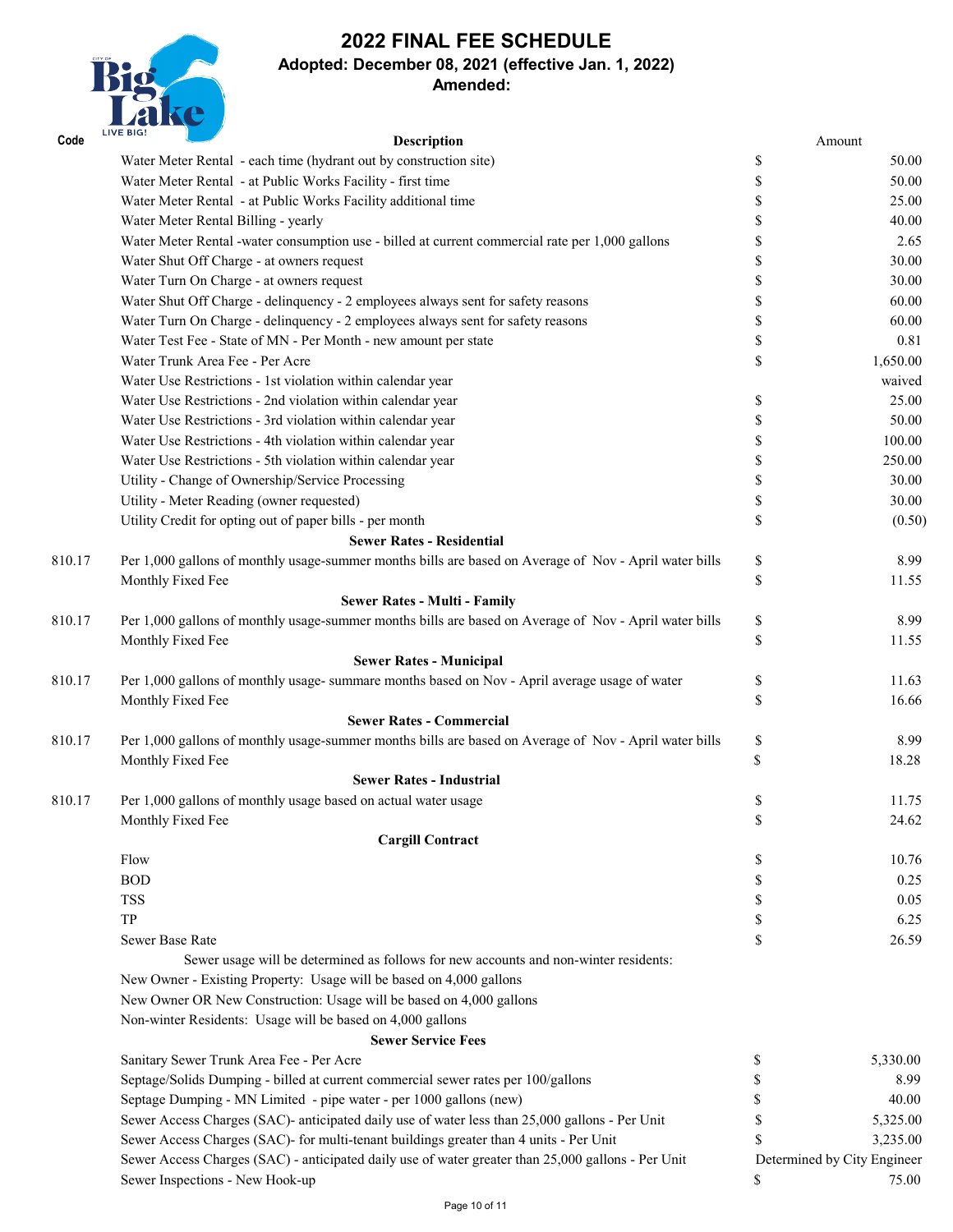# 2022 FINAL FEE SCHEDULE

**Adopted: December 08, 2021 (effective Jan. 1, 2022)**

**Amended:**

| Code | Description | | Amount |
|---|---|---|---|
| | Water Meter Rental - each time (hydrant out by construction site) | $ | 50.00 |
| | Water Meter Rental - at Public Works Facility - first time | $ | 50.00 |
| | Water Meter Rental - at Public Works Facility additional time | $ | 25.00 |
| | Water Meter Rental Billing - yearly | $ | 40.00 |
| | Water Meter Rental -water consumption use - billed at current commercial rate per 1,000 gallons | $ | 2.65 |
| | Water Shut Off Charge - at owners request | $ | 30.00 |
| | Water Turn On Charge - at owners request | $ | 30.00 |
| | Water Shut Off Charge - delinquency - 2 employees always sent for safety reasons | $ | 60.00 |
| | Water Turn On Charge - delinquency - 2 employees always sent for safety reasons | $ | 60.00 |
| | Water Test Fee - State of MN - Per Month - new amount per state | $ | 0.81 |
| | Water Trunk Area Fee - Per Acre | $ | 1,650.00 |
| | Water Use Restrictions - 1st violation within calendar year | | waived |
| | Water Use Restrictions - 2nd violation within calendar year | $ | 25.00 |
| | Water Use Restrictions - 3rd violation within calendar year | $ | 50.00 |
| | Water Use Restrictions - 4th violation within calendar year | $ | 100.00 |
| | Water Use Restrictions - 5th violation within calendar year | $ | 250.00 |
| | Utility - Change of Ownership/Service Processing | $ | 30.00 |
| | Utility - Meter Reading (owner requested) | $ | 30.00 |
| | Utility Credit for opting out of paper bills - per month | $ | (0.50) |
| | **Sewer Rates - Residential** | | |
| 810.17 | Per 1,000 gallons of monthly usage-summer months bills are based on Average of Nov - April water bills | $ | 8.99 |
| | Monthly Fixed Fee | $ | 11.55 |
| | **Sewer Rates - Multi - Family** | | |
| 810.17 | Per 1,000 gallons of monthly usage-summer months bills are based on Average of Nov - April water bills | $ | 8.99 |
| | Monthly Fixed Fee | $ | 11.55 |
| | **Sewer Rates - Municipal** | | |
| 810.17 | Per 1,000 gallons of monthly usage- summare months based on Nov - April average usage of water | $ | 11.63 |
| | Monthly Fixed Fee | $ | 16.66 |
| | **Sewer Rates - Commercial** | | |
| 810.17 | Per 1,000 gallons of monthly usage-summer months bills are based on Average of Nov - April water bills | $ | 8.99 |
| | Monthly Fixed Fee | $ | 18.28 |
| | **Sewer Rates - Industrial** | | |
| 810.17 | Per 1,000 gallons of monthly usage based on actual water usage | $ | 11.75 |
| | Monthly Fixed Fee | $ | 24.62 |
| | **Cargill Contract** | | |
| | Flow | $ | 10.76 |
| | BOD | $ | 0.25 |
| | TSS | $ | 0.05 |
| | TP | $ | 6.25 |
| | Sewer Base Rate | $ | 26.59 |
| | Sewer usage will be determined as follows for new accounts and non-winter residents: | | |
| | New Owner - Existing Property: Usage will be based on 4,000 gallons | | |
| | New Owner OR New Construction: Usage will be based on 4,000 gallons | | |
| | Non-winter Residents: Usage will be based on 4,000 gallons | | |
| | **Sewer Service Fees** | | |
| | Sanitary Sewer Trunk Area Fee - Per Acre | $ | 5,330.00 |
| | Septage/Solids Dumping - billed at current commercial sewer rates per 100/gallons | $ | 8.99 |
| | Septage Dumping - MN Limited - pipe water - per 1000 gallons (new) | $ | 40.00 |
| | Sewer Access Charges (SAC)- anticipated daily use of water less than 25,000 gallons - Per Unit | $ | 5,325.00 |
| | Sewer Access Charges (SAC)- for multi-tenant buildings greater than 4 units - Per Unit | $ | 3,235.00 |
| | Sewer Access Charges (SAC) - anticipated daily use of water greater than 25,000 gallons - Per Unit | | Determined by City Engineer |
| | Sewer Inspections - New Hook-up | $ | 75.00 |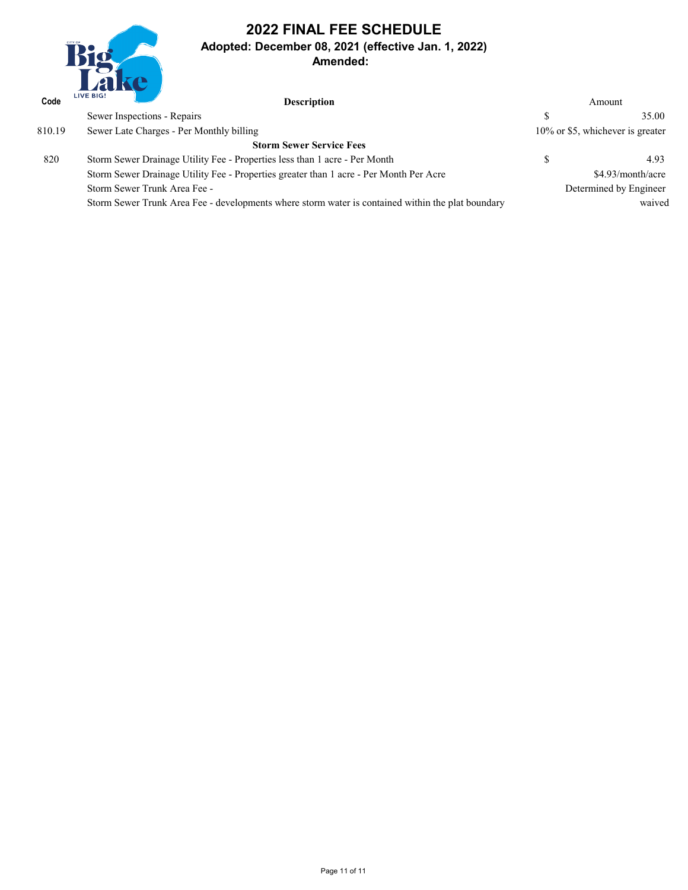# 2022 FINAL FEE SCHEDULE

**Adopted: December 08, 2021 (effective Jan. 1, 2022)**

**Amended:**

| Code | Description | Amount |
| --- | --- | --- |
| | Sewer Inspections - Repairs | $ 35.00 |
| 810.19 | Sewer Late Charges - Per Monthly billing | 10% or $5, whichever is greater |
| | **Storm Sewer Service Fees** | |
| 820 | Storm Sewer Drainage Utility Fee - Properties less than 1 acre - Per Month | $ 4.93 |
| | Storm Sewer Drainage Utility Fee - Properties greater than 1 acre - Per Month Per Acre | $4.93/month/acre |
| | Storm Sewer Trunk Area Fee - | Determined by Engineer |
| | Storm Sewer Trunk Area Fee - developments where storm water is contained within the plat boundary | waived |